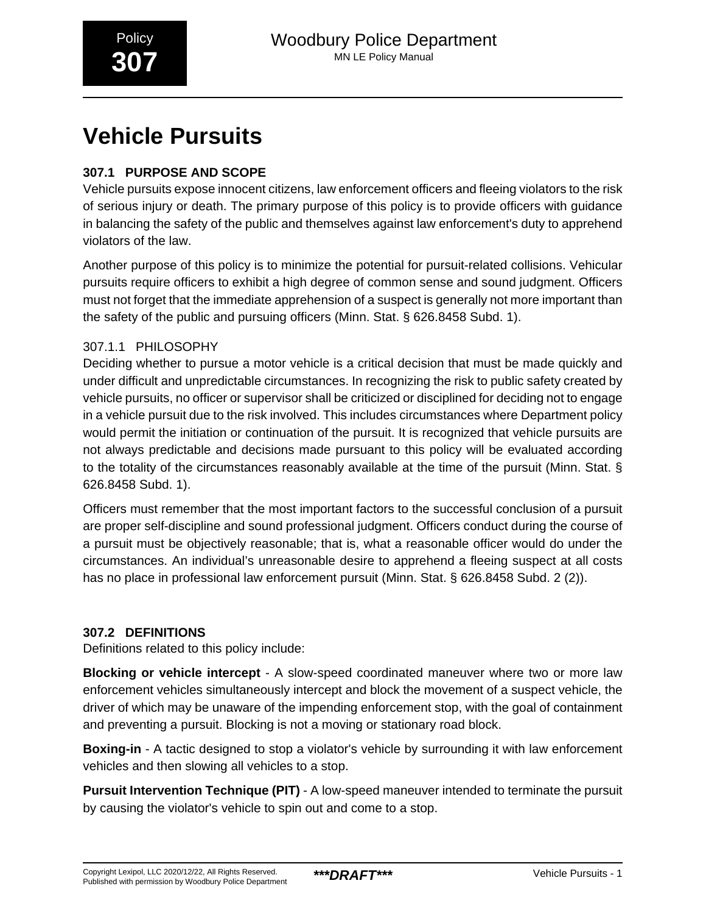Policy **307**

# Vehicle Pursuits

## 307.1 PURPOSE AND SCOPE

Vehicle pursuits expose innocent citizens, law enforcement officers and fleeing violators to the risk of serious injury or death. The primary purpose of this policy is to provide officers with guidance in balancing the safety of the public and themselves against law enforcement's duty to apprehend violators of the law.

Another purpose of this policy is to minimize the potential for pursuit-related collisions. Vehicular pursuits require officers to exhibit a high degree of common sense and sound judgment. Officers must not forget that the immediate apprehension of a suspect is generally not more important than the safety of the public and pursuing officers (Minn. Stat. § 626.8458 Subd. 1).

### 307.1.1 PHILOSOPHY

Deciding whether to pursue a motor vehicle is a critical decision that must be made quickly and under difficult and unpredictable circumstances. In recognizing the risk to public safety created by vehicle pursuits, no officer or supervisor shall be criticized or disciplined for deciding not to engage in a vehicle pursuit due to the risk involved. This includes circumstances where Department policy would permit the initiation or continuation of the pursuit. It is recognized that vehicle pursuits are not always predictable and decisions made pursuant to this policy will be evaluated according to the totality of the circumstances reasonably available at the time of the pursuit (Minn. Stat. § 626.8458 Subd. 1).

Officers must remember that the most important factors to the successful conclusion of a pursuit are proper self-discipline and sound professional judgment. Officers conduct during the course of a pursuit must be objectively reasonable; that is, what a reasonable officer would do under the circumstances. An individual's unreasonable desire to apprehend a fleeing suspect at all costs has no place in professional law enforcement pursuit (Minn. Stat. § 626.8458 Subd. 2 (2)).

## 307.2 DEFINITIONS

Definitions related to this policy include:

**Blocking or vehicle intercept** - A slow-speed coordinated maneuver where two or more law enforcement vehicles simultaneously intercept and block the movement of a suspect vehicle, the driver of which may be unaware of the impending enforcement stop, with the goal of containment and preventing a pursuit. Blocking is not a moving or stationary road block.

**Boxing-in** - A tactic designed to stop a violator's vehicle by surrounding it with law enforcement vehicles and then slowing all vehicles to a stop.

**Pursuit Intervention Technique (PIT)** - A low-speed maneuver intended to terminate the pursuit by causing the violator's vehicle to spin out and come to a stop.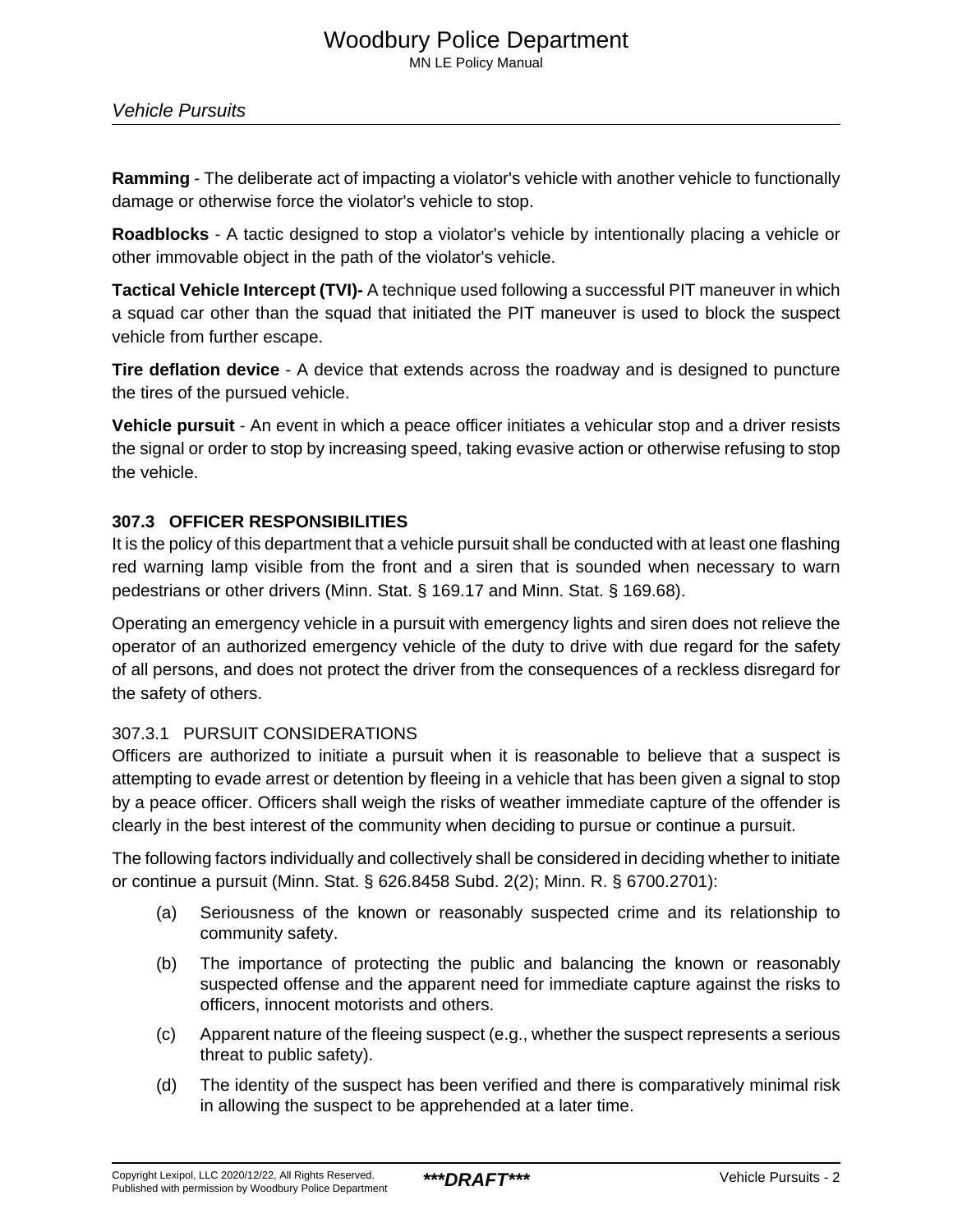**Ramming** - The deliberate act of impacting a violator's vehicle with another vehicle to functionally damage or otherwise force the violator's vehicle to stop.

**Roadblocks** - A tactic designed to stop a violator's vehicle by intentionally placing a vehicle or other immovable object in the path of the violator's vehicle.

**Tactical Vehicle Intercept (TVI)-** A technique used following a successful PIT maneuver in which a squad car other than the squad that initiated the PIT maneuver is used to block the suspect vehicle from further escape.

**Tire deflation device** - A device that extends across the roadway and is designed to puncture the tires of the pursued vehicle.

**Vehicle pursuit** - An event in which a peace officer initiates a vehicular stop and a driver resists the signal or order to stop by increasing speed, taking evasive action or otherwise refusing to stop the vehicle.

### 307.3 OFFICER RESPONSIBILITIES

It is the policy of this department that a vehicle pursuit shall be conducted with at least one flashing red warning lamp visible from the front and a siren that is sounded when necessary to warn pedestrians or other drivers (Minn. Stat. § 169.17 and Minn. Stat. § 169.68).

Operating an emergency vehicle in a pursuit with emergency lights and siren does not relieve the operator of an authorized emergency vehicle of the duty to drive with due regard for the safety of all persons, and does not protect the driver from the consequences of a reckless disregard for the safety of others.

#### 307.3.1 PURSUIT CONSIDERATIONS

Officers are authorized to initiate a pursuit when it is reasonable to believe that a suspect is attempting to evade arrest or detention by fleeing in a vehicle that has been given a signal to stop by a peace officer. Officers shall weigh the risks of weather immediate capture of the offender is clearly in the best interest of the community when deciding to pursue or continue a pursuit.

The following factors individually and collectively shall be considered in deciding whether to initiate or continue a pursuit (Minn. Stat. § 626.8458 Subd. 2(2); Minn. R. § 6700.2701):

(a) Seriousness of the known or reasonably suspected crime and its relationship to community safety.

(b) The importance of protecting the public and balancing the known or reasonably suspected offense and the apparent need for immediate capture against the risks to officers, innocent motorists and others.

(c) Apparent nature of the fleeing suspect (e.g., whether the suspect represents a serious threat to public safety).

(d) The identity of the suspect has been verified and there is comparatively minimal risk in allowing the suspect to be apprehended at a later time.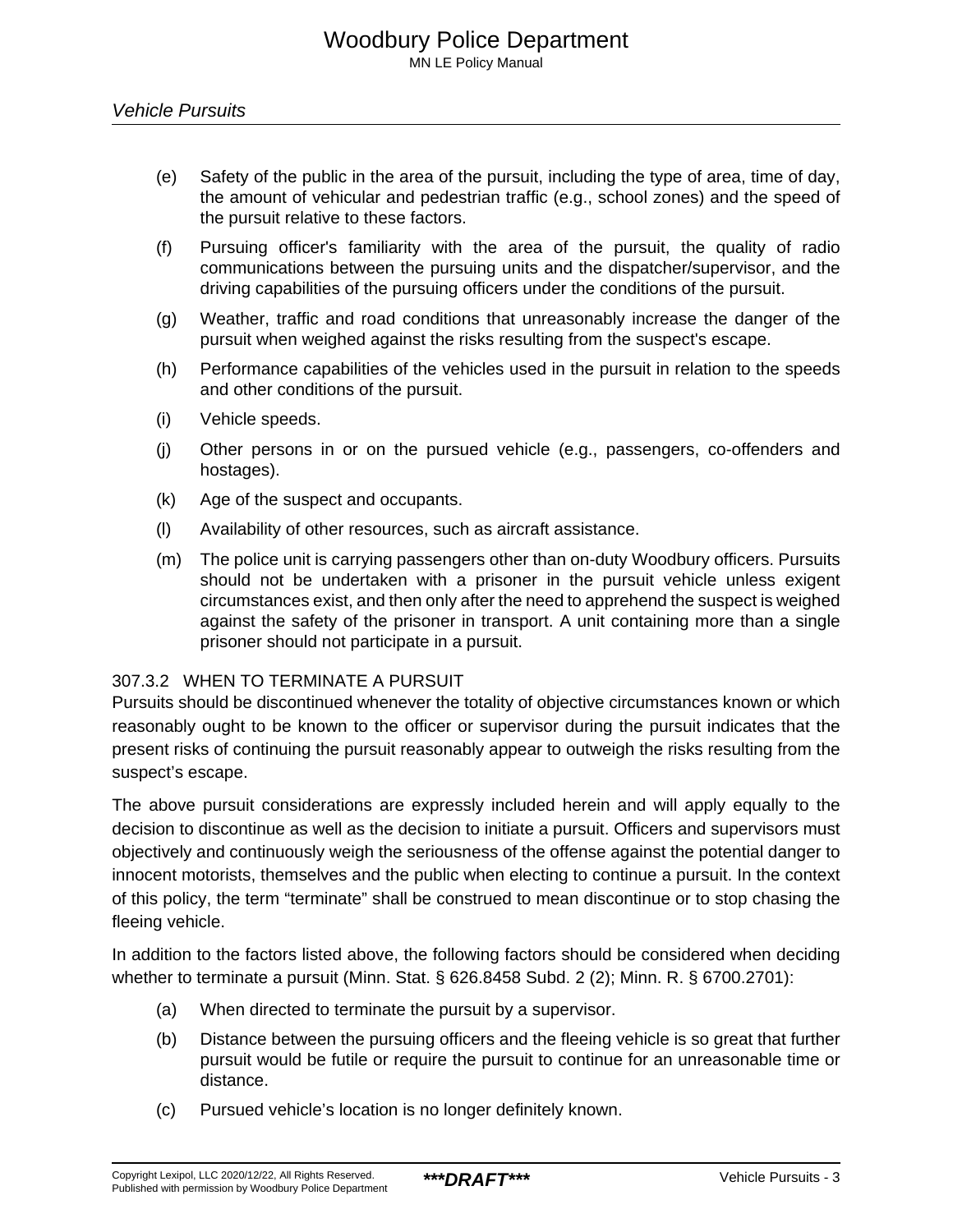(e) Safety of the public in the area of the pursuit, including the type of area, time of day, the amount of vehicular and pedestrian traffic (e.g., school zones) and the speed of the pursuit relative to these factors.

(f) Pursuing officer's familiarity with the area of the pursuit, the quality of radio communications between the pursuing units and the dispatcher/supervisor, and the driving capabilities of the pursuing officers under the conditions of the pursuit.

(g) Weather, traffic and road conditions that unreasonably increase the danger of the pursuit when weighed against the risks resulting from the suspect's escape.

(h) Performance capabilities of the vehicles used in the pursuit in relation to the speeds and other conditions of the pursuit.

(i) Vehicle speeds.

(j) Other persons in or on the pursued vehicle (e.g., passengers, co-offenders and hostages).

(k) Age of the suspect and occupants.

(l) Availability of other resources, such as aircraft assistance.

(m) The police unit is carrying passengers other than on-duty Woodbury officers. Pursuits should not be undertaken with a prisoner in the pursuit vehicle unless exigent circumstances exist, and then only after the need to apprehend the suspect is weighed against the safety of the prisoner in transport. A unit containing more than a single prisoner should not participate in a pursuit.

### 307.3.2 WHEN TO TERMINATE A PURSUIT

Pursuits should be discontinued whenever the totality of objective circumstances known or which reasonably ought to be known to the officer or supervisor during the pursuit indicates that the present risks of continuing the pursuit reasonably appear to outweigh the risks resulting from the suspect's escape.

The above pursuit considerations are expressly included herein and will apply equally to the decision to discontinue as well as the decision to initiate a pursuit. Officers and supervisors must objectively and continuously weigh the seriousness of the offense against the potential danger to innocent motorists, themselves and the public when electing to continue a pursuit. In the context of this policy, the term "terminate" shall be construed to mean discontinue or to stop chasing the fleeing vehicle.

In addition to the factors listed above, the following factors should be considered when deciding whether to terminate a pursuit (Minn. Stat. § 626.8458 Subd. 2 (2); Minn. R. § 6700.2701):

(a) When directed to terminate the pursuit by a supervisor.

(b) Distance between the pursuing officers and the fleeing vehicle is so great that further pursuit would be futile or require the pursuit to continue for an unreasonable time or distance.

(c) Pursued vehicle's location is no longer definitely known.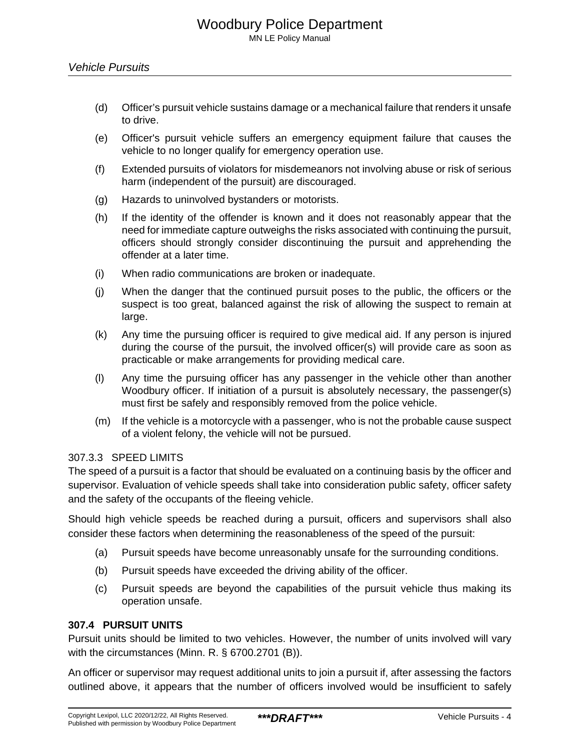(d) Officer's pursuit vehicle sustains damage or a mechanical failure that renders it unsafe to drive.

(e) Officer's pursuit vehicle suffers an emergency equipment failure that causes the vehicle to no longer qualify for emergency operation use.

(f) Extended pursuits of violators for misdemeanors not involving abuse or risk of serious harm (independent of the pursuit) are discouraged.

(g) Hazards to uninvolved bystanders or motorists.

(h) If the identity of the offender is known and it does not reasonably appear that the need for immediate capture outweighs the risks associated with continuing the pursuit, officers should strongly consider discontinuing the pursuit and apprehending the offender at a later time.

(i) When radio communications are broken or inadequate.

(j) When the danger that the continued pursuit poses to the public, the officers or the suspect is too great, balanced against the risk of allowing the suspect to remain at large.

(k) Any time the pursuing officer is required to give medical aid. If any person is injured during the course of the pursuit, the involved officer(s) will provide care as soon as practicable or make arrangements for providing medical care.

(l) Any time the pursuing officer has any passenger in the vehicle other than another Woodbury officer. If initiation of a pursuit is absolutely necessary, the passenger(s) must first be safely and responsibly removed from the police vehicle.

(m) If the vehicle is a motorcycle with a passenger, who is not the probable cause suspect of a violent felony, the vehicle will not be pursued.

#### 307.3.3 SPEED LIMITS

The speed of a pursuit is a factor that should be evaluated on a continuing basis by the officer and supervisor. Evaluation of vehicle speeds shall take into consideration public safety, officer safety and the safety of the occupants of the fleeing vehicle.

Should high vehicle speeds be reached during a pursuit, officers and supervisors shall also consider these factors when determining the reasonableness of the speed of the pursuit:

(a) Pursuit speeds have become unreasonably unsafe for the surrounding conditions.

(b) Pursuit speeds have exceeded the driving ability of the officer.

(c) Pursuit speeds are beyond the capabilities of the pursuit vehicle thus making its operation unsafe.

### 307.4 PURSUIT UNITS

Pursuit units should be limited to two vehicles. However, the number of units involved will vary with the circumstances (Minn. R. § 6700.2701 (B)).

An officer or supervisor may request additional units to join a pursuit if, after assessing the factors outlined above, it appears that the number of officers involved would be insufficient to safely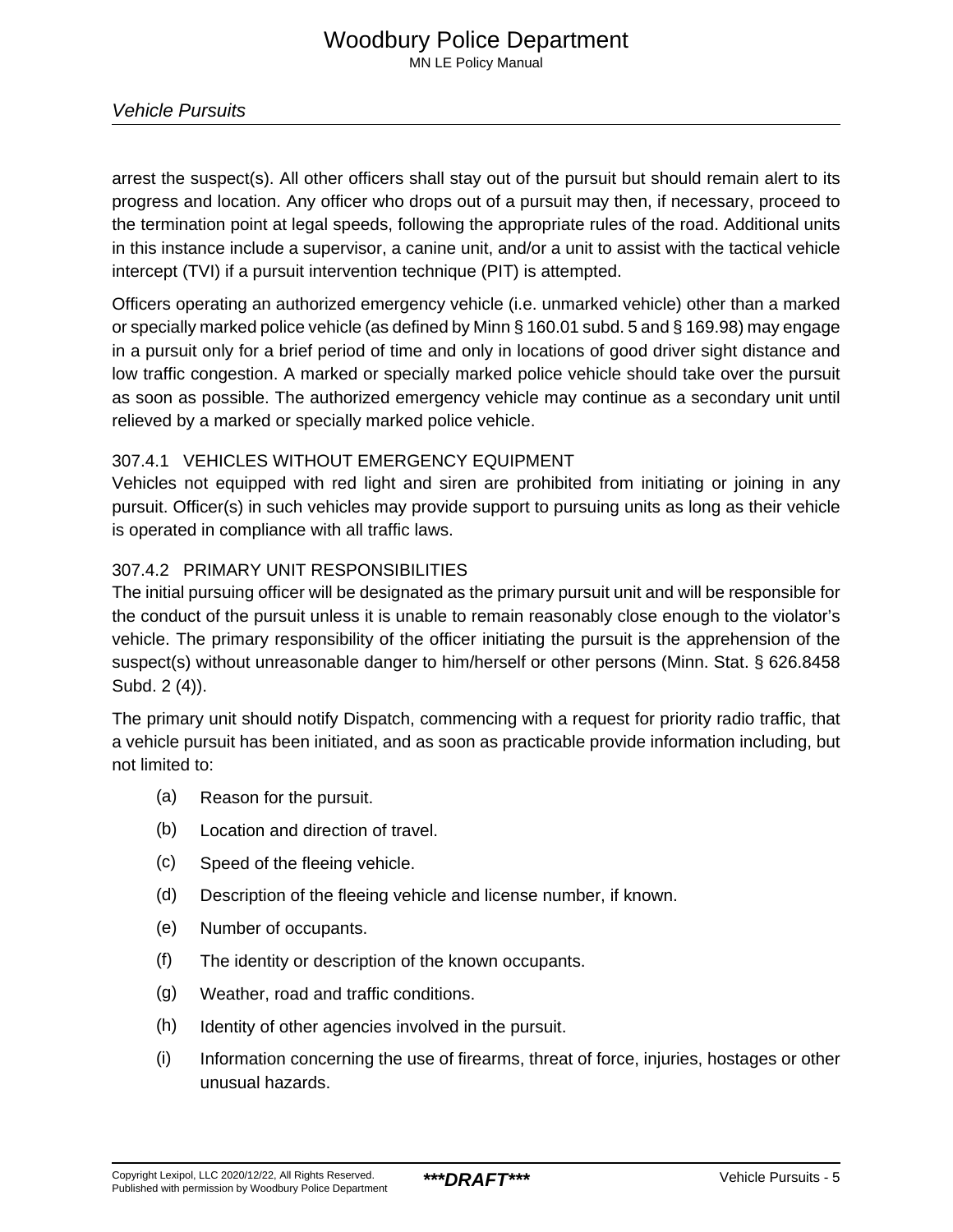arrest the suspect(s). All other officers shall stay out of the pursuit but should remain alert to its progress and location. Any officer who drops out of a pursuit may then, if necessary, proceed to the termination point at legal speeds, following the appropriate rules of the road. Additional units in this instance include a supervisor, a canine unit, and/or a unit to assist with the tactical vehicle intercept (TVI) if a pursuit intervention technique (PIT) is attempted.

Officers operating an authorized emergency vehicle (i.e. unmarked vehicle) other than a marked or specially marked police vehicle (as defined by Minn § 160.01 subd. 5 and § 169.98) may engage in a pursuit only for a brief period of time and only in locations of good driver sight distance and low traffic congestion. A marked or specially marked police vehicle should take over the pursuit as soon as possible. The authorized emergency vehicle may continue as a secondary unit until relieved by a marked or specially marked police vehicle.

### 307.4.1 VEHICLES WITHOUT EMERGENCY EQUIPMENT

Vehicles not equipped with red light and siren are prohibited from initiating or joining in any pursuit. Officer(s) in such vehicles may provide support to pursuing units as long as their vehicle is operated in compliance with all traffic laws.

### 307.4.2 PRIMARY UNIT RESPONSIBILITIES

The initial pursuing officer will be designated as the primary pursuit unit and will be responsible for the conduct of the pursuit unless it is unable to remain reasonably close enough to the violator's vehicle. The primary responsibility of the officer initiating the pursuit is the apprehension of the suspect(s) without unreasonable danger to him/herself or other persons (Minn. Stat. § 626.8458 Subd. 2 (4)).

The primary unit should notify Dispatch, commencing with a request for priority radio traffic, that a vehicle pursuit has been initiated, and as soon as practicable provide information including, but not limited to:

(a) Reason for the pursuit.

(b) Location and direction of travel.

(c) Speed of the fleeing vehicle.

(d) Description of the fleeing vehicle and license number, if known.

(e) Number of occupants.

(f) The identity or description of the known occupants.

(g) Weather, road and traffic conditions.

(h) Identity of other agencies involved in the pursuit.

(i) Information concerning the use of firearms, threat of force, injuries, hostages or other unusual hazards.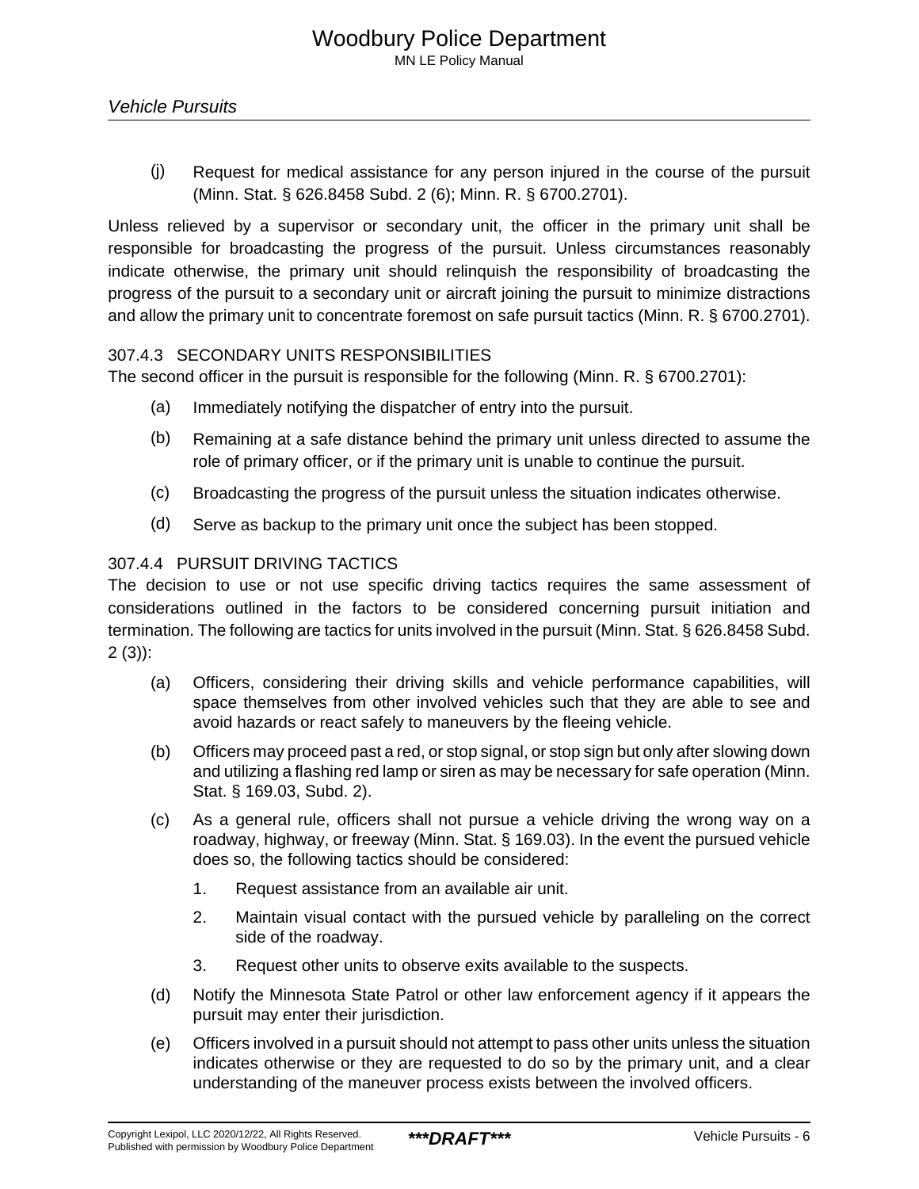(j) Request for medical assistance for any person injured in the course of the pursuit (Minn. Stat. § 626.8458 Subd. 2 (6); Minn. R. § 6700.2701).

Unless relieved by a supervisor or secondary unit, the officer in the primary unit shall be responsible for broadcasting the progress of the pursuit. Unless circumstances reasonably indicate otherwise, the primary unit should relinquish the responsibility of broadcasting the progress of the pursuit to a secondary unit or aircraft joining the pursuit to minimize distractions and allow the primary unit to concentrate foremost on safe pursuit tactics (Minn. R. § 6700.2701).

### 307.4.3 SECONDARY UNITS RESPONSIBILITIES

The second officer in the pursuit is responsible for the following (Minn. R. § 6700.2701):

(a) Immediately notifying the dispatcher of entry into the pursuit.

(b) Remaining at a safe distance behind the primary unit unless directed to assume the role of primary officer, or if the primary unit is unable to continue the pursuit.

(c) Broadcasting the progress of the pursuit unless the situation indicates otherwise.

(d) Serve as backup to the primary unit once the subject has been stopped.

### 307.4.4 PURSUIT DRIVING TACTICS

The decision to use or not use specific driving tactics requires the same assessment of considerations outlined in the factors to be considered concerning pursuit initiation and termination. The following are tactics for units involved in the pursuit (Minn. Stat. § 626.8458 Subd. 2 (3)):

(a) Officers, considering their driving skills and vehicle performance capabilities, will space themselves from other involved vehicles such that they are able to see and avoid hazards or react safely to maneuvers by the fleeing vehicle.

(b) Officers may proceed past a red, or stop signal, or stop sign but only after slowing down and utilizing a flashing red lamp or siren as may be necessary for safe operation (Minn. Stat. § 169.03, Subd. 2).

(c) As a general rule, officers shall not pursue a vehicle driving the wrong way on a roadway, highway, or freeway (Minn. Stat. § 169.03). In the event the pursued vehicle does so, the following tactics should be considered:

1. Request assistance from an available air unit.
2. Maintain visual contact with the pursued vehicle by paralleling on the correct side of the roadway.
3. Request other units to observe exits available to the suspects.

(d) Notify the Minnesota State Patrol or other law enforcement agency if it appears the pursuit may enter their jurisdiction.

(e) Officers involved in a pursuit should not attempt to pass other units unless the situation indicates otherwise or they are requested to do so by the primary unit, and a clear understanding of the maneuver process exists between the involved officers.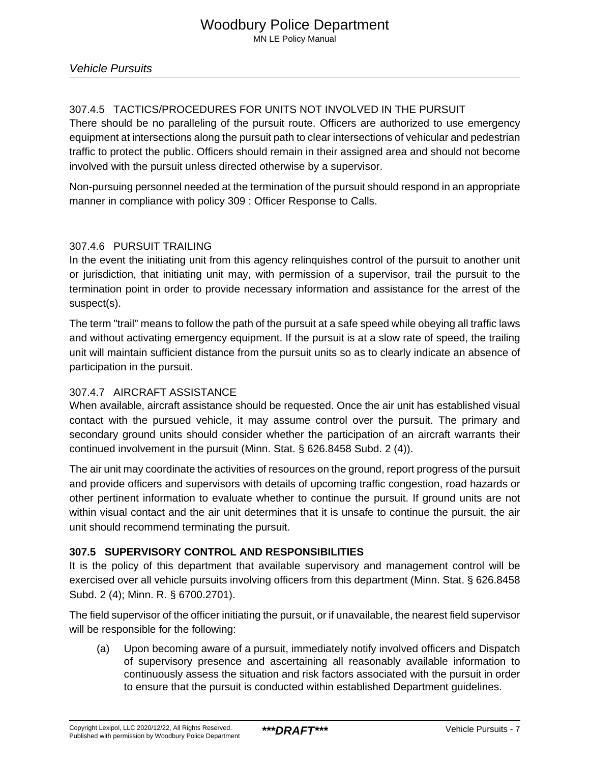#### 307.4.5 TACTICS/PROCEDURES FOR UNITS NOT INVOLVED IN THE PURSUIT

There should be no paralleling of the pursuit route. Officers are authorized to use emergency equipment at intersections along the pursuit path to clear intersections of vehicular and pedestrian traffic to protect the public. Officers should remain in their assigned area and should not become involved with the pursuit unless directed otherwise by a supervisor.

Non-pursuing personnel needed at the termination of the pursuit should respond in an appropriate manner in compliance with policy 309 : Officer Response to Calls.

#### 307.4.6 PURSUIT TRAILING

In the event the initiating unit from this agency relinquishes control of the pursuit to another unit or jurisdiction, that initiating unit may, with permission of a supervisor, trail the pursuit to the termination point in order to provide necessary information and assistance for the arrest of the suspect(s).

The term "trail" means to follow the path of the pursuit at a safe speed while obeying all traffic laws and without activating emergency equipment. If the pursuit is at a slow rate of speed, the trailing unit will maintain sufficient distance from the pursuit units so as to clearly indicate an absence of participation in the pursuit.

#### 307.4.7 AIRCRAFT ASSISTANCE

When available, aircraft assistance should be requested. Once the air unit has established visual contact with the pursued vehicle, it may assume control over the pursuit. The primary and secondary ground units should consider whether the participation of an aircraft warrants their continued involvement in the pursuit (Minn. Stat. § 626.8458 Subd. 2 (4)).

The air unit may coordinate the activities of resources on the ground, report progress of the pursuit and provide officers and supervisors with details of upcoming traffic congestion, road hazards or other pertinent information to evaluate whether to continue the pursuit. If ground units are not within visual contact and the air unit determines that it is unsafe to continue the pursuit, the air unit should recommend terminating the pursuit.

### 307.5 SUPERVISORY CONTROL AND RESPONSIBILITIES

It is the policy of this department that available supervisory and management control will be exercised over all vehicle pursuits involving officers from this department (Minn. Stat. § 626.8458 Subd. 2 (4); Minn. R. § 6700.2701).

The field supervisor of the officer initiating the pursuit, or if unavailable, the nearest field supervisor will be responsible for the following:

(a) Upon becoming aware of a pursuit, immediately notify involved officers and Dispatch of supervisory presence and ascertaining all reasonably available information to continuously assess the situation and risk factors associated with the pursuit in order to ensure that the pursuit is conducted within established Department guidelines.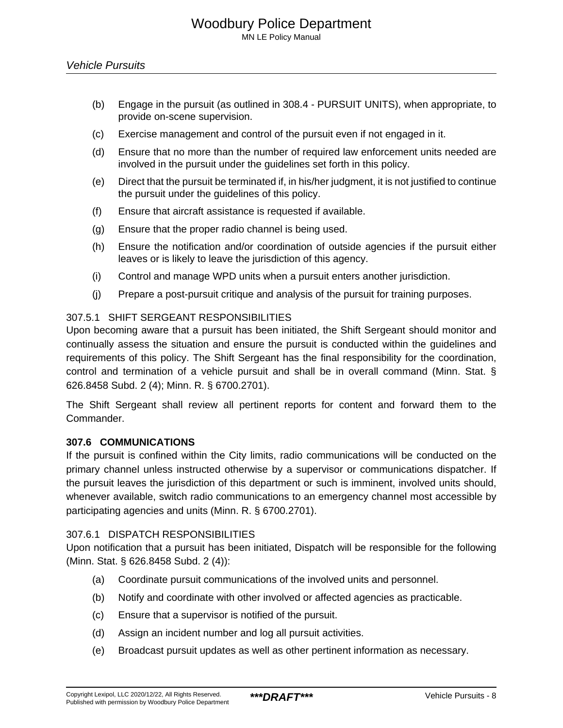(b) Engage in the pursuit (as outlined in 308.4 - PURSUIT UNITS), when appropriate, to provide on-scene supervision.

(c) Exercise management and control of the pursuit even if not engaged in it.

(d) Ensure that no more than the number of required law enforcement units needed are involved in the pursuit under the guidelines set forth in this policy.

(e) Direct that the pursuit be terminated if, in his/her judgment, it is not justified to continue the pursuit under the guidelines of this policy.

(f) Ensure that aircraft assistance is requested if available.

(g) Ensure that the proper radio channel is being used.

(h) Ensure the notification and/or coordination of outside agencies if the pursuit either leaves or is likely to leave the jurisdiction of this agency.

(i) Control and manage WPD units when a pursuit enters another jurisdiction.

(j) Prepare a post-pursuit critique and analysis of the pursuit for training purposes.

### 307.5.1 SHIFT SERGEANT RESPONSIBILITIES

Upon becoming aware that a pursuit has been initiated, the Shift Sergeant should monitor and continually assess the situation and ensure the pursuit is conducted within the guidelines and requirements of this policy. The Shift Sergeant has the final responsibility for the coordination, control and termination of a vehicle pursuit and shall be in overall command (Minn. Stat. § 626.8458 Subd. 2 (4); Minn. R. § 6700.2701).

The Shift Sergeant shall review all pertinent reports for content and forward them to the Commander.

## 307.6 COMMUNICATIONS

If the pursuit is confined within the City limits, radio communications will be conducted on the primary channel unless instructed otherwise by a supervisor or communications dispatcher. If the pursuit leaves the jurisdiction of this department or such is imminent, involved units should, whenever available, switch radio communications to an emergency channel most accessible by participating agencies and units (Minn. R. § 6700.2701).

### 307.6.1 DISPATCH RESPONSIBILITIES

Upon notification that a pursuit has been initiated, Dispatch will be responsible for the following (Minn. Stat. § 626.8458 Subd. 2 (4)):

(a) Coordinate pursuit communications of the involved units and personnel.

(b) Notify and coordinate with other involved or affected agencies as practicable.

(c) Ensure that a supervisor is notified of the pursuit.

(d) Assign an incident number and log all pursuit activities.

(e) Broadcast pursuit updates as well as other pertinent information as necessary.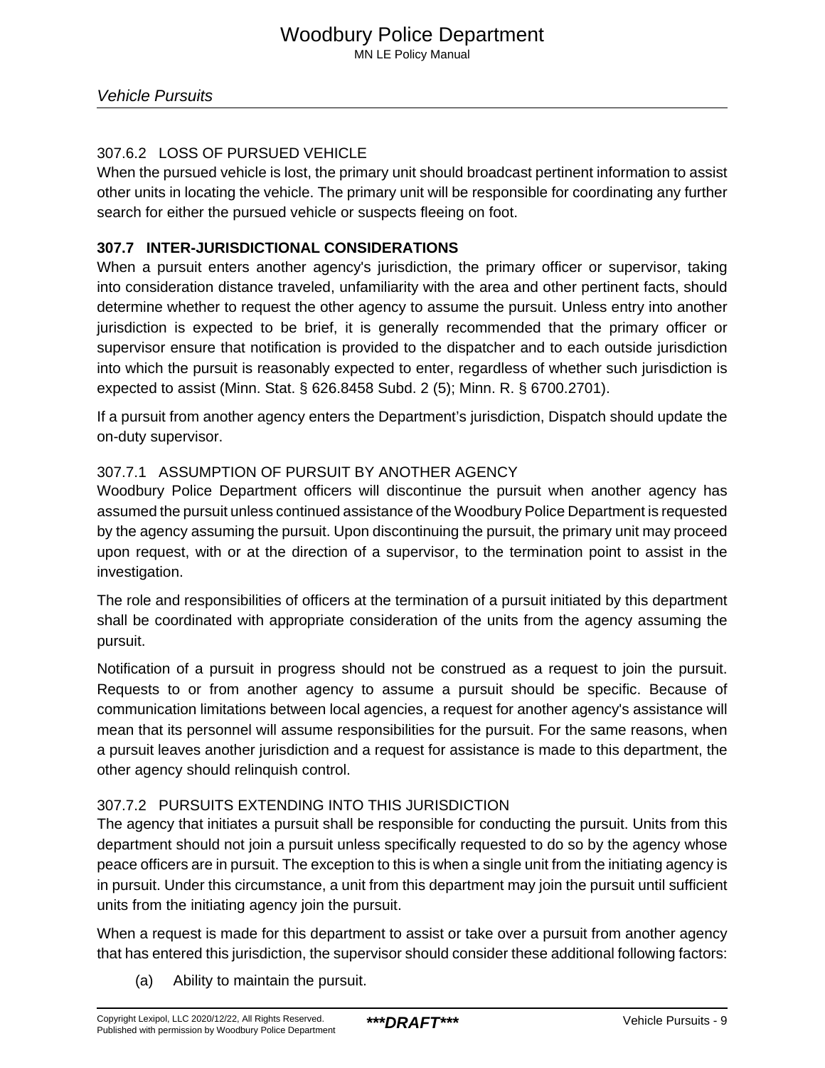#### 307.6.2 LOSS OF PURSUED VEHICLE

When the pursued vehicle is lost, the primary unit should broadcast pertinent information to assist other units in locating the vehicle. The primary unit will be responsible for coordinating any further search for either the pursued vehicle or suspects fleeing on foot.

### 307.7 INTER-JURISDICTIONAL CONSIDERATIONS

When a pursuit enters another agency's jurisdiction, the primary officer or supervisor, taking into consideration distance traveled, unfamiliarity with the area and other pertinent facts, should determine whether to request the other agency to assume the pursuit. Unless entry into another jurisdiction is expected to be brief, it is generally recommended that the primary officer or supervisor ensure that notification is provided to the dispatcher and to each outside jurisdiction into which the pursuit is reasonably expected to enter, regardless of whether such jurisdiction is expected to assist (Minn. Stat. § 626.8458 Subd. 2 (5); Minn. R. § 6700.2701).

If a pursuit from another agency enters the Department's jurisdiction, Dispatch should update the on-duty supervisor.

#### 307.7.1 ASSUMPTION OF PURSUIT BY ANOTHER AGENCY

Woodbury Police Department officers will discontinue the pursuit when another agency has assumed the pursuit unless continued assistance of the Woodbury Police Department is requested by the agency assuming the pursuit. Upon discontinuing the pursuit, the primary unit may proceed upon request, with or at the direction of a supervisor, to the termination point to assist in the investigation.

The role and responsibilities of officers at the termination of a pursuit initiated by this department shall be coordinated with appropriate consideration of the units from the agency assuming the pursuit.

Notification of a pursuit in progress should not be construed as a request to join the pursuit. Requests to or from another agency to assume a pursuit should be specific. Because of communication limitations between local agencies, a request for another agency's assistance will mean that its personnel will assume responsibilities for the pursuit. For the same reasons, when a pursuit leaves another jurisdiction and a request for assistance is made to this department, the other agency should relinquish control.

#### 307.7.2 PURSUITS EXTENDING INTO THIS JURISDICTION

The agency that initiates a pursuit shall be responsible for conducting the pursuit. Units from this department should not join a pursuit unless specifically requested to do so by the agency whose peace officers are in pursuit. The exception to this is when a single unit from the initiating agency is in pursuit. Under this circumstance, a unit from this department may join the pursuit until sufficient units from the initiating agency join the pursuit.

When a request is made for this department to assist or take over a pursuit from another agency that has entered this jurisdiction, the supervisor should consider these additional following factors:

(a) Ability to maintain the pursuit.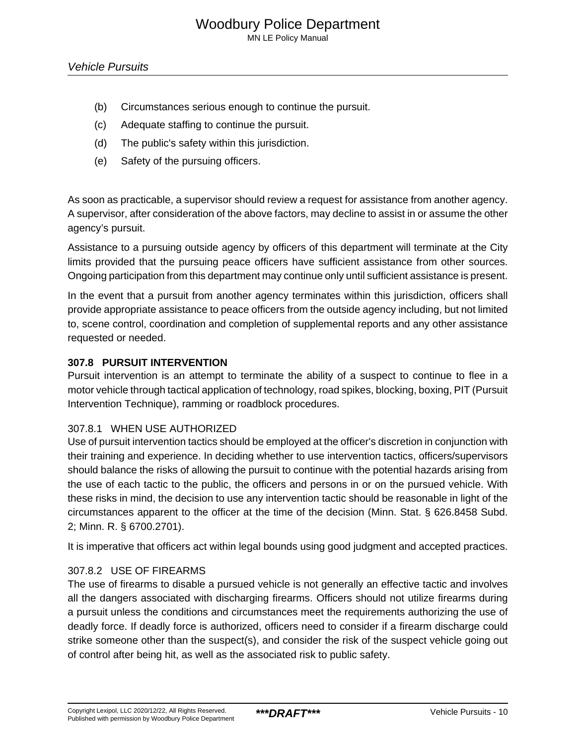(b) Circumstances serious enough to continue the pursuit.

(c) Adequate staffing to continue the pursuit.

(d) The public's safety within this jurisdiction.

(e) Safety of the pursuing officers.

As soon as practicable, a supervisor should review a request for assistance from another agency. A supervisor, after consideration of the above factors, may decline to assist in or assume the other agency's pursuit.

Assistance to a pursuing outside agency by officers of this department will terminate at the City limits provided that the pursuing peace officers have sufficient assistance from other sources. Ongoing participation from this department may continue only until sufficient assistance is present.

In the event that a pursuit from another agency terminates within this jurisdiction, officers shall provide appropriate assistance to peace officers from the outside agency including, but not limited to, scene control, coordination and completion of supplemental reports and any other assistance requested or needed.

## 307.8 PURSUIT INTERVENTION

Pursuit intervention is an attempt to terminate the ability of a suspect to continue to flee in a motor vehicle through tactical application of technology, road spikes, blocking, boxing, PIT (Pursuit Intervention Technique), ramming or roadblock procedures.

### 307.8.1 WHEN USE AUTHORIZED

Use of pursuit intervention tactics should be employed at the officer's discretion in conjunction with their training and experience. In deciding whether to use intervention tactics, officers/supervisors should balance the risks of allowing the pursuit to continue with the potential hazards arising from the use of each tactic to the public, the officers and persons in or on the pursued vehicle. With these risks in mind, the decision to use any intervention tactic should be reasonable in light of the circumstances apparent to the officer at the time of the decision (Minn. Stat. § 626.8458 Subd. 2; Minn. R. § 6700.2701).

It is imperative that officers act within legal bounds using good judgment and accepted practices.

### 307.8.2 USE OF FIREARMS

The use of firearms to disable a pursued vehicle is not generally an effective tactic and involves all the dangers associated with discharging firearms. Officers should not utilize firearms during a pursuit unless the conditions and circumstances meet the requirements authorizing the use of deadly force. If deadly force is authorized, officers need to consider if a firearm discharge could strike someone other than the suspect(s), and consider the risk of the suspect vehicle going out of control after being hit, as well as the associated risk to public safety.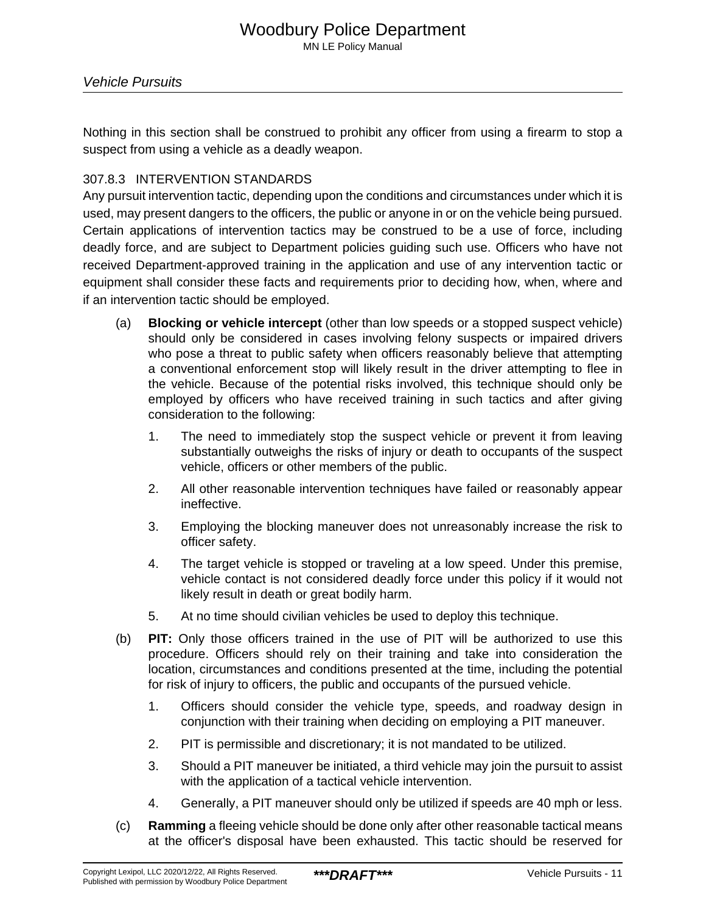Nothing in this section shall be construed to prohibit any officer from using a firearm to stop a suspect from using a vehicle as a deadly weapon.

### 307.8.3 INTERVENTION STANDARDS

Any pursuit intervention tactic, depending upon the conditions and circumstances under which it is used, may present dangers to the officers, the public or anyone in or on the vehicle being pursued. Certain applications of intervention tactics may be construed to be a use of force, including deadly force, and are subject to Department policies guiding such use. Officers who have not received Department-approved training in the application and use of any intervention tactic or equipment shall consider these facts and requirements prior to deciding how, when, where and if an intervention tactic should be employed.

(a) **Blocking or vehicle intercept** (other than low speeds or a stopped suspect vehicle) should only be considered in cases involving felony suspects or impaired drivers who pose a threat to public safety when officers reasonably believe that attempting a conventional enforcement stop will likely result in the driver attempting to flee in the vehicle. Because of the potential risks involved, this technique should only be employed by officers who have received training in such tactics and after giving consideration to the following:

1. The need to immediately stop the suspect vehicle or prevent it from leaving substantially outweighs the risks of injury or death to occupants of the suspect vehicle, officers or other members of the public.
2. All other reasonable intervention techniques have failed or reasonably appear ineffective.
3. Employing the blocking maneuver does not unreasonably increase the risk to officer safety.
4. The target vehicle is stopped or traveling at a low speed. Under this premise, vehicle contact is not considered deadly force under this policy if it would not likely result in death or great bodily harm.
5. At no time should civilian vehicles be used to deploy this technique.

(b) **PIT:** Only those officers trained in the use of PIT will be authorized to use this procedure. Officers should rely on their training and take into consideration the location, circumstances and conditions presented at the time, including the potential for risk of injury to officers, the public and occupants of the pursued vehicle.

1. Officers should consider the vehicle type, speeds, and roadway design in conjunction with their training when deciding on employing a PIT maneuver.
2. PIT is permissible and discretionary; it is not mandated to be utilized.
3. Should a PIT maneuver be initiated, a third vehicle may join the pursuit to assist with the application of a tactical vehicle intervention.
4. Generally, a PIT maneuver should only be utilized if speeds are 40 mph or less.

(c) **Ramming** a fleeing vehicle should be done only after other reasonable tactical means at the officer's disposal have been exhausted. This tactic should be reserved for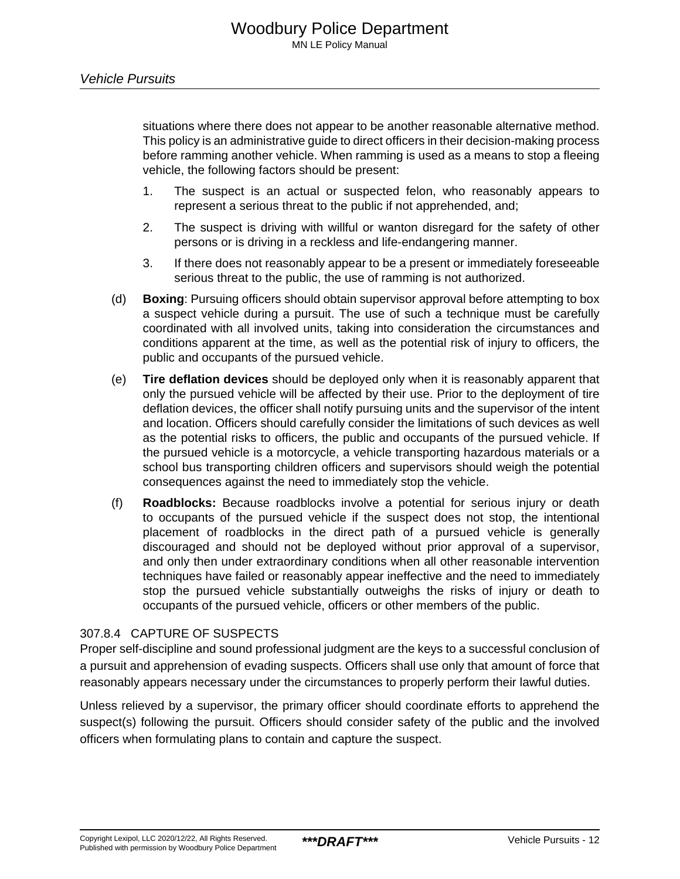situations where there does not appear to be another reasonable alternative method. This policy is an administrative guide to direct officers in their decision-making process before ramming another vehicle. When ramming is used as a means to stop a fleeing vehicle, the following factors should be present:

1. The suspect is an actual or suspected felon, who reasonably appears to represent a serious threat to the public if not apprehended, and;
2. The suspect is driving with willful or wanton disregard for the safety of other persons or is driving in a reckless and life-endangering manner.
3. If there does not reasonably appear to be a present or immediately foreseeable serious threat to the public, the use of ramming is not authorized.

(d) **Boxing**: Pursuing officers should obtain supervisor approval before attempting to box a suspect vehicle during a pursuit. The use of such a technique must be carefully coordinated with all involved units, taking into consideration the circumstances and conditions apparent at the time, as well as the potential risk of injury to officers, the public and occupants of the pursued vehicle.

(e) **Tire deflation devices** should be deployed only when it is reasonably apparent that only the pursued vehicle will be affected by their use. Prior to the deployment of tire deflation devices, the officer shall notify pursuing units and the supervisor of the intent and location. Officers should carefully consider the limitations of such devices as well as the potential risks to officers, the public and occupants of the pursued vehicle. If the pursued vehicle is a motorcycle, a vehicle transporting hazardous materials or a school bus transporting children officers and supervisors should weigh the potential consequences against the need to immediately stop the vehicle.

(f) **Roadblocks:** Because roadblocks involve a potential for serious injury or death to occupants of the pursued vehicle if the suspect does not stop, the intentional placement of roadblocks in the direct path of a pursued vehicle is generally discouraged and should not be deployed without prior approval of a supervisor, and only then under extraordinary conditions when all other reasonable intervention techniques have failed or reasonably appear ineffective and the need to immediately stop the pursued vehicle substantially outweighs the risks of injury or death to occupants of the pursued vehicle, officers or other members of the public.

### 307.8.4 CAPTURE OF SUSPECTS

Proper self-discipline and sound professional judgment are the keys to a successful conclusion of a pursuit and apprehension of evading suspects. Officers shall use only that amount of force that reasonably appears necessary under the circumstances to properly perform their lawful duties.

Unless relieved by a supervisor, the primary officer should coordinate efforts to apprehend the suspect(s) following the pursuit. Officers should consider safety of the public and the involved officers when formulating plans to contain and capture the suspect.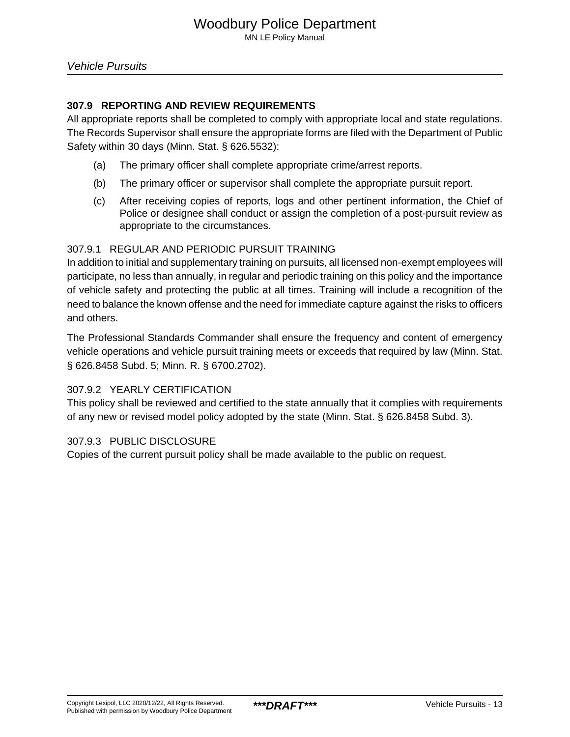### 307.9 REPORTING AND REVIEW REQUIREMENTS

All appropriate reports shall be completed to comply with appropriate local and state regulations. The Records Supervisor shall ensure the appropriate forms are filed with the Department of Public Safety within 30 days (Minn. Stat. § 626.5532):

(a) The primary officer shall complete appropriate crime/arrest reports.

(b) The primary officer or supervisor shall complete the appropriate pursuit report.

(c) After receiving copies of reports, logs and other pertinent information, the Chief of Police or designee shall conduct or assign the completion of a post-pursuit review as appropriate to the circumstances.

#### 307.9.1 REGULAR AND PERIODIC PURSUIT TRAINING

In addition to initial and supplementary training on pursuits, all licensed non-exempt employees will participate, no less than annually, in regular and periodic training on this policy and the importance of vehicle safety and protecting the public at all times. Training will include a recognition of the need to balance the known offense and the need for immediate capture against the risks to officers and others.

The Professional Standards Commander shall ensure the frequency and content of emergency vehicle operations and vehicle pursuit training meets or exceeds that required by law (Minn. Stat. § 626.8458 Subd. 5; Minn. R. § 6700.2702).

#### 307.9.2 YEARLY CERTIFICATION

This policy shall be reviewed and certified to the state annually that it complies with requirements of any new or revised model policy adopted by the state (Minn. Stat. § 626.8458 Subd. 3).

#### 307.9.3 PUBLIC DISCLOSURE

Copies of the current pursuit policy shall be made available to the public on request.